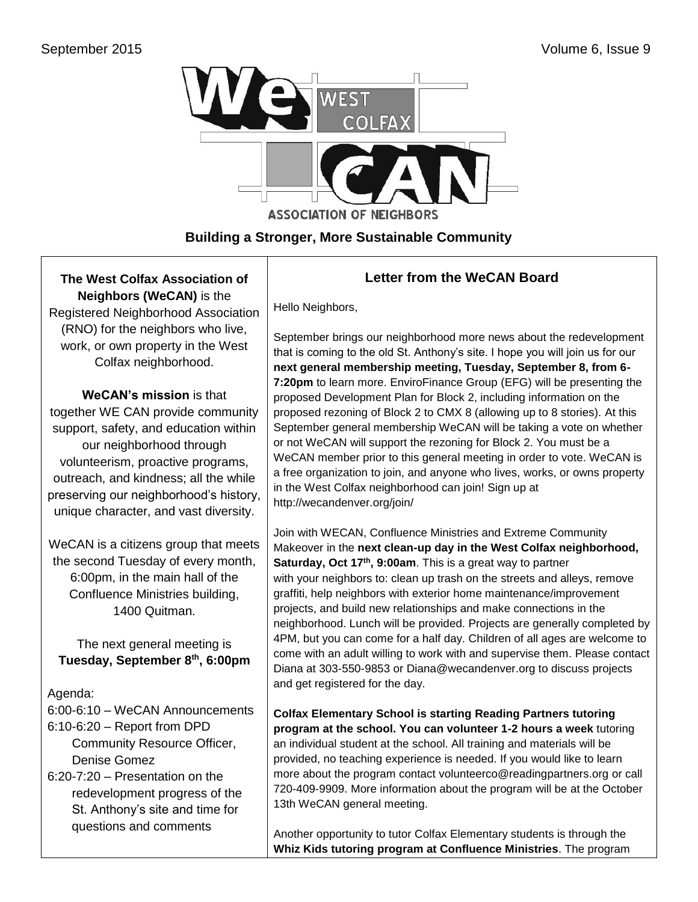September 2015 Volume 6, Issue 9

# WeCAN — West Colfax Association of Neighbors

**Building a Stronger, More Sustainable Community**

**The West Colfax Association of Neighbors (WeCAN)** is the Registered Neighborhood Association (RNO) for the neighbors who live, work, or own property in the West Colfax neighborhood.

**WeCAN's mission** is that together WE CAN provide community support, safety, and education within our neighborhood through volunteerism, proactive programs, outreach, and kindness; all the while preserving our neighborhood's history, unique character, and vast diversity.

WeCAN is a citizens group that meets the second Tuesday of every month, 6:00pm, in the main hall of the Confluence Ministries building, 1400 Quitman.

The next general meeting is **Tuesday, September 8th, 6:00pm**

Agenda:

- 6:00-6:10 – WeCAN Announcements
- 6:10-6:20 – Report from DPD Community Resource Officer, Denise Gomez
- 6:20-7:20 – Presentation on the redevelopment progress of the St. Anthony's site and time for questions and comments

## Letter from the WeCAN Board

Hello Neighbors,

September brings our neighborhood more news about the redevelopment that is coming to the old St. Anthony's site. I hope you will join us for our **next general membership meeting, Tuesday, September 8, from 6-7:20pm** to learn more. EnviroFinance Group (EFG) will be presenting the proposed Development Plan for Block 2, including information on the proposed rezoning of Block 2 to CMX 8 (allowing up to 8 stories). At this September general membership WeCAN will be taking a vote on whether or not WeCAN will support the rezoning for Block 2. You must be a WeCAN member prior to this general meeting in order to vote. WeCAN is a free organization to join, and anyone who lives, works, or owns property in the West Colfax neighborhood can join! Sign up at http://wecandenver.org/join/

Join with WECAN, Confluence Ministries and Extreme Community Makeover in the **next clean-up day in the West Colfax neighborhood, Saturday, Oct 17th, 9:00am**. This is a great way to partner with your neighbors to: clean up trash on the streets and alleys, remove graffiti, help neighbors with exterior home maintenance/improvement projects, and build new relationships and make connections in the neighborhood. Lunch will be provided. Projects are generally completed by 4PM, but you can come for a half day. Children of all ages are welcome to come with an adult willing to work with and supervise them. Please contact Diana at 303-550-9853 or Diana@wecandenver.org to discuss projects and get registered for the day.

**Colfax Elementary School is starting Reading Partners tutoring program at the school. You can volunteer 1-2 hours a week** tutoring an individual student at the school. All training and materials will be provided, no teaching experience is needed. If you would like to learn more about the program contact volunteerco@readingpartners.org or call 720-409-9909. More information about the program will be at the October 13th WeCAN general meeting.

Another opportunity to tutor Colfax Elementary students is through the **Whiz Kids tutoring program at Confluence Ministries**. The program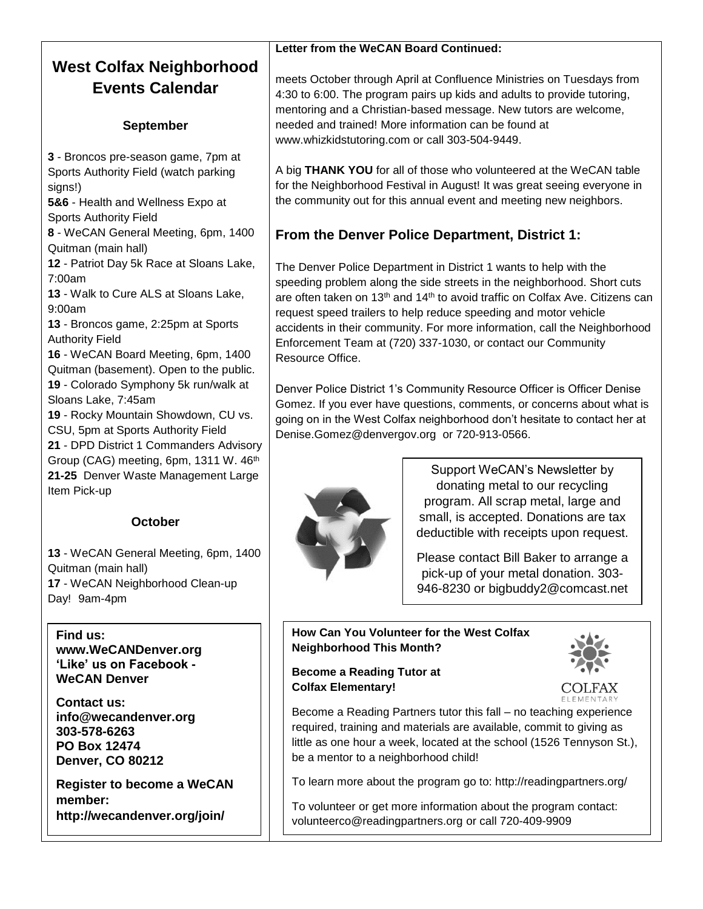# West Colfax Neighborhood Events Calendar

## September

**3** - Broncos pre-season game, 7pm at Sports Authority Field (watch parking signs!)
**5&6** - Health and Wellness Expo at Sports Authority Field
**8** - WeCAN General Meeting, 6pm, 1400 Quitman (main hall)
**12** - Patriot Day 5k Race at Sloans Lake, 7:00am
**13** - Walk to Cure ALS at Sloans Lake, 9:00am
**13** - Broncos game, 2:25pm at Sports Authority Field
**16** - WeCAN Board Meeting, 6pm, 1400 Quitman (basement). Open to the public.
**19** - Colorado Symphony 5k run/walk at Sloans Lake, 7:45am
**19** - Rocky Mountain Showdown, CU vs. CSU, 5pm at Sports Authority Field
**21** - DPD District 1 Commanders Advisory Group (CAG) meeting, 6pm, 1311 W. 46th
**21-25** Denver Waste Management Large Item Pick-up

## October

**13** - WeCAN General Meeting, 6pm, 1400 Quitman (main hall)
**17** - WeCAN Neighborhood Clean-up Day! 9am-4pm

**Find us:**
**www.WeCANDenver.org**
**'Like' us on Facebook - WeCAN Denver**

**Contact us:**
**info@wecandenver.org**
**303-578-6263**
**PO Box 12474**
**Denver, CO 80212**

**Register to become a WeCAN member:**
**http://wecandenver.org/join/**

**Letter from the WeCAN Board Continued:**

meets October through April at Confluence Ministries on Tuesdays from 4:30 to 6:00. The program pairs up kids and adults to provide tutoring, mentoring and a Christian-based message. New tutors are welcome, needed and trained! More information can be found at www.whizkidstutoring.com or call 303-504-9449.

A big **THANK YOU** for all of those who volunteered at the WeCAN table for the Neighborhood Festival in August! It was great seeing everyone in the community out for this annual event and meeting new neighbors.

## From the Denver Police Department, District 1:

The Denver Police Department in District 1 wants to help with the speeding problem along the side streets in the neighborhood. Short cuts are often taken on 13th and 14th to avoid traffic on Colfax Ave. Citizens can request speed trailers to help reduce speeding and motor vehicle accidents in their community. For more information, call the Neighborhood Enforcement Team at (720) 337-1030, or contact our Community Resource Office.

Denver Police District 1's Community Resource Officer is Officer Denise Gomez. If you ever have questions, comments, or concerns about what is going on in the West Colfax neighborhood don't hesitate to contact her at Denise.Gomez@denvergov.org or 720-913-0566.

Support WeCAN's Newsletter by donating metal to our recycling program. All scrap metal, large and small, is accepted. Donations are tax deductible with receipts upon request.

Please contact Bill Baker to arrange a pick-up of your metal donation. 303-946-8230 or bigbuddy2@comcast.net

**How Can You Volunteer for the West Colfax Neighborhood This Month?**

**Become a Reading Tutor at Colfax Elementary!**

COLFAX ELEMENTARY

Become a Reading Partners tutor this fall – no teaching experience required, training and materials are available, commit to giving as little as one hour a week, located at the school (1526 Tennyson St.), be a mentor to a neighborhood child!

To learn more about the program go to: http://readingpartners.org/

To volunteer or get more information about the program contact: volunteerco@readingpartners.org or call 720-409-9909